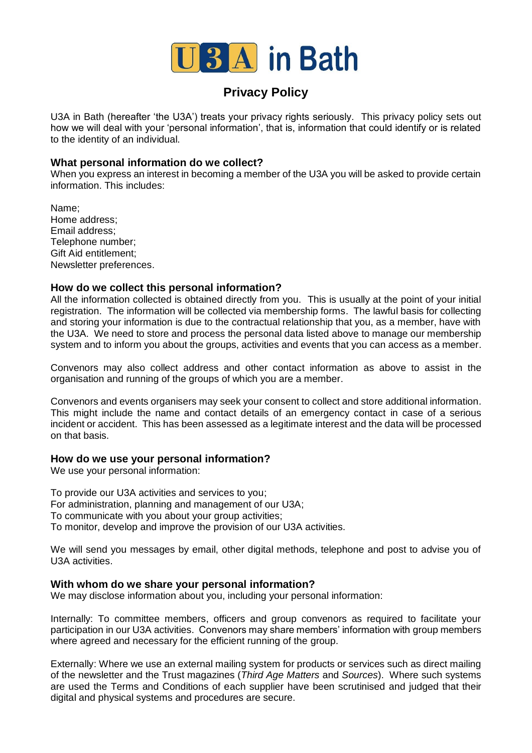# U3A in Bath

## Privacy Policy

U3A in Bath (hereafter 'the U3A') treats your privacy rights seriously. This privacy policy sets out how we will deal with your 'personal information', that is, information that could identify or is related to the identity of an individual.

### What personal information do we collect?

When you express an interest in becoming a member of the U3A you will be asked to provide certain information. This includes:

Name;
Home address;
Email address;
Telephone number;
Gift Aid entitlement;
Newsletter preferences.

### How do we collect this personal information?

All the information collected is obtained directly from you. This is usually at the point of your initial registration. The information will be collected via membership forms. The lawful basis for collecting and storing your information is due to the contractual relationship that you, as a member, have with the U3A. We need to store and process the personal data listed above to manage our membership system and to inform you about the groups, activities and events that you can access as a member.

Convenors may also collect address and other contact information as above to assist in the organisation and running of the groups of which you are a member.

Convenors and events organisers may seek your consent to collect and store additional information. This might include the name and contact details of an emergency contact in case of a serious incident or accident. This has been assessed as a legitimate interest and the data will be processed on that basis.

### How do we use your personal information?

We use your personal information:

To provide our U3A activities and services to you;
For administration, planning and management of our U3A;
To communicate with you about your group activities;
To monitor, develop and improve the provision of our U3A activities.

We will send you messages by email, other digital methods, telephone and post to advise you of U3A activities.

### With whom do we share your personal information?

We may disclose information about you, including your personal information:

Internally: To committee members, officers and group convenors as required to facilitate your participation in our U3A activities. Convenors may share members' information with group members where agreed and necessary for the efficient running of the group.

Externally: Where we use an external mailing system for products or services such as direct mailing of the newsletter and the Trust magazines (*Third Age Matters* and *Sources*). Where such systems are used the Terms and Conditions of each supplier have been scrutinised and judged that their digital and physical systems and procedures are secure.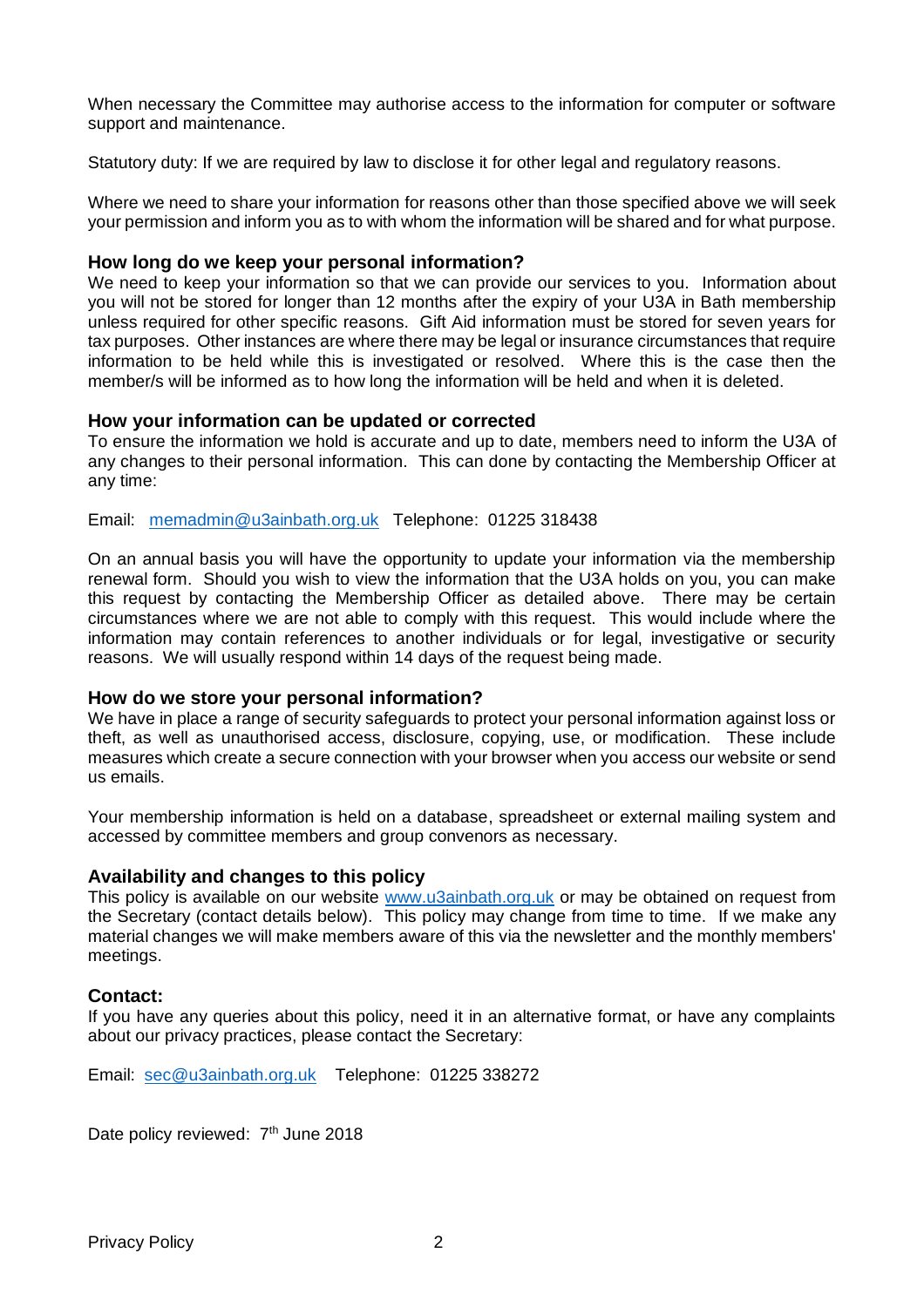When necessary the Committee may authorise access to the information for computer or software support and maintenance.

Statutory duty: If we are required by law to disclose it for other legal and regulatory reasons.

Where we need to share your information for reasons other than those specified above we will seek your permission and inform you as to with whom the information will be shared and for what purpose.

### How long do we keep your personal information?

We need to keep your information so that we can provide our services to you. Information about you will not be stored for longer than 12 months after the expiry of your U3A in Bath membership unless required for other specific reasons. Gift Aid information must be stored for seven years for tax purposes. Other instances are where there may be legal or insurance circumstances that require information to be held while this is investigated or resolved. Where this is the case then the member/s will be informed as to how long the information will be held and when it is deleted.

### How your information can be updated or corrected

To ensure the information we hold is accurate and up to date, members need to inform the U3A of any changes to their personal information. This can done by contacting the Membership Officer at any time:

Email: memadmin@u3ainbath.org.uk Telephone: 01225 318438

On an annual basis you will have the opportunity to update your information via the membership renewal form. Should you wish to view the information that the U3A holds on you, you can make this request by contacting the Membership Officer as detailed above. There may be certain circumstances where we are not able to comply with this request. This would include where the information may contain references to another individuals or for legal, investigative or security reasons. We will usually respond within 14 days of the request being made.

### How do we store your personal information?

We have in place a range of security safeguards to protect your personal information against loss or theft, as well as unauthorised access, disclosure, copying, use, or modification. These include measures which create a secure connection with your browser when you access our website or send us emails.

Your membership information is held on a database, spreadsheet or external mailing system and accessed by committee members and group convenors as necessary.

### Availability and changes to this policy

This policy is available on our website www.u3ainbath.org.uk or may be obtained on request from the Secretary (contact details below). This policy may change from time to time. If we make any material changes we will make members aware of this via the newsletter and the monthly members' meetings.

### Contact:

If you have any queries about this policy, need it in an alternative format, or have any complaints about our privacy practices, please contact the Secretary:

Email: sec@u3ainbath.org.uk Telephone: 01225 338272

Date policy reviewed: 7th June 2018